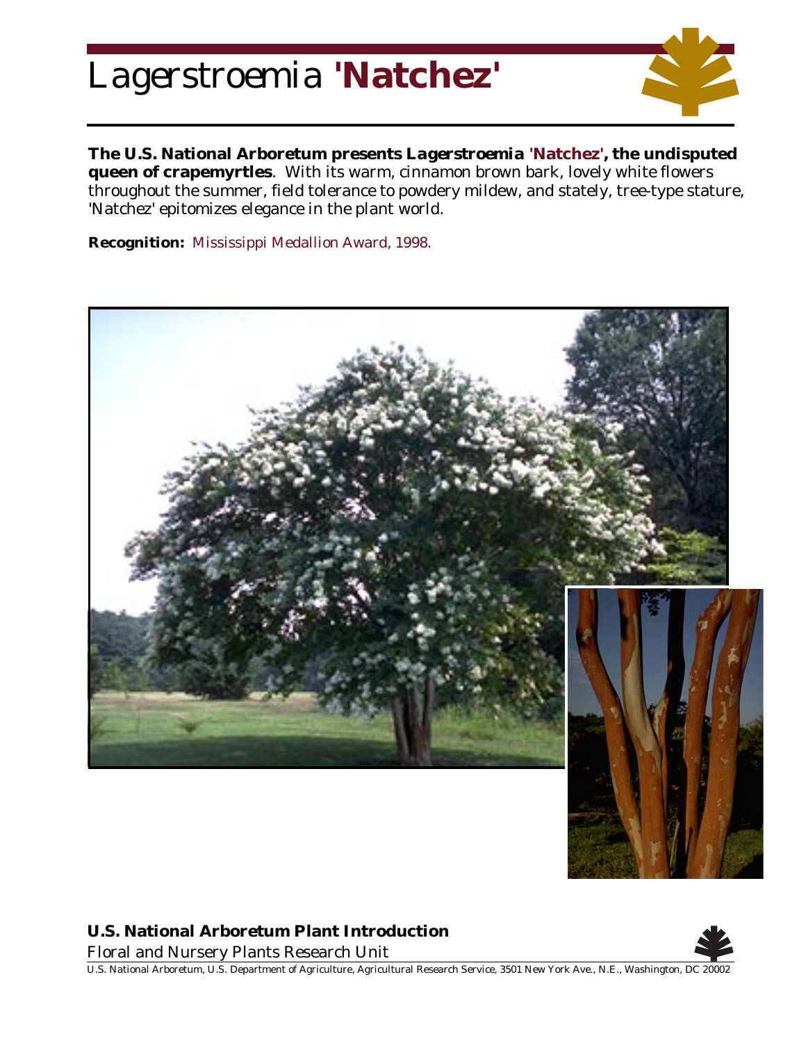# *Lagerstroemia* 'Natchez'

**The U.S. National Arboretum presents *Lagerstroemia* 'Natchez', the undisputed queen of crapemyrtles**. With its warm, cinnamon brown bark, lovely white flowers throughout the summer, field tolerance to powdery mildew, and stately, tree-type stature, 'Natchez' epitomizes elegance in the plant world.

**Recognition:** Mississippi Medallion Award, 1998.

**U.S. National Arboretum Plant Introduction**

Floral and Nursery Plants Research Unit

U.S. National Arboretum, U.S. Department of Agriculture, Agricultural Research Service, 3501 New York Ave., N.E., Washington, DC 20002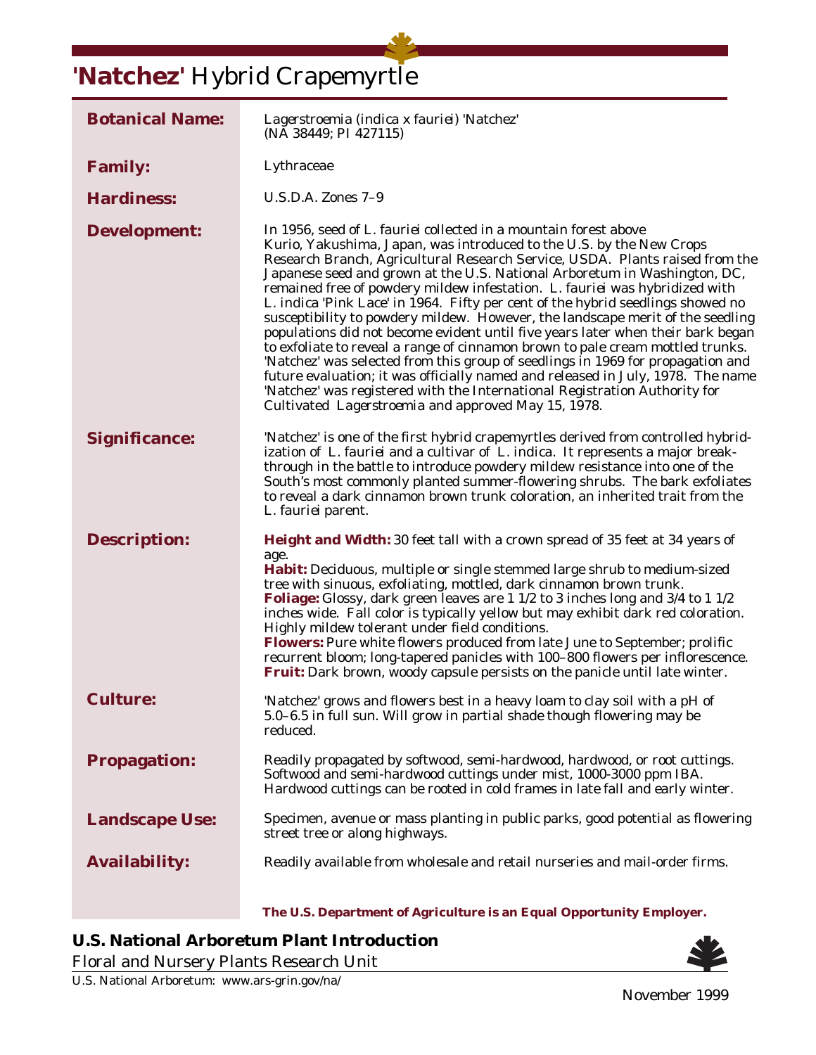# 'Natchez' Hybrid Crapemyrtle

**Botanical Name:** *Lagerstroemia (indica x fauriei)* 'Natchez' (NA 38449; PI 427115)

**Family:** Lythraceae

**Hardiness:** U.S.D.A. Zones 7–9

**Development:** In 1956, seed of *L. fauriei* collected in a mountain forest above Kurio, Yakushima, Japan, was introduced to the U.S. by the New Crops Research Branch, Agricultural Research Service, USDA. Plants raised from the Japanese seed and grown at the U.S. National Arboretum in Washington, DC, remained free of powdery mildew infestation. *L. fauriei* was hybridized with *L. indica* 'Pink Lace' in 1964. Fifty per cent of the hybrid seedlings showed no susceptibility to powdery mildew. However, the landscape merit of the seedling populations did not become evident until five years later when their bark began to exfoliate to reveal a range of cinnamon brown to pale cream mottled trunks. 'Natchez' was selected from this group of seedlings in 1969 for propagation and future evaluation; it was officially named and released in July, 1978. The name 'Natchez' was registered with the International Registration Authority for Cultivated *Lagerstroemia* and approved May 15, 1978.

**Significance:** 'Natchez' is one of the first hybrid crapemyrtles derived from controlled hybridization of *L. fauriei* and a cultivar of *L. indica*. It represents a major breakthrough in the battle to introduce powdery mildew resistance into one of the South's most commonly planted summer-flowering shrubs. The bark exfoliates to reveal a dark cinnamon brown trunk coloration, an inherited trait from the *L. fauriei* parent.

**Description:**

**Height and Width:** 30 feet tall with a crown spread of 35 feet at 34 years of age.

**Habit:** Deciduous, multiple or single stemmed large shrub to medium-sized tree with sinuous, exfoliating, mottled, dark cinnamon brown trunk.

**Foliage:** Glossy, dark green leaves are 1 1/2 to 3 inches long and 3/4 to 1 1/2 inches wide. Fall color is typically yellow but may exhibit dark red coloration. Highly mildew tolerant under field conditions.

**Flowers:** Pure white flowers produced from late June to September; prolific recurrent bloom; long-tapered panicles with 100–800 flowers per inflorescence.

**Fruit:** Dark brown, woody capsule persists on the panicle until late winter.

**Culture:** 'Natchez' grows and flowers best in a heavy loam to clay soil with a pH of 5.0–6.5 in full sun. Will grow in partial shade though flowering may be reduced.

**Propagation:** Readily propagated by softwood, semi-hardwood, hardwood, or root cuttings. Softwood and semi-hardwood cuttings under mist, 1000-3000 ppm IBA. Hardwood cuttings can be rooted in cold frames in late fall and early winter.

**Landscape Use:** Specimen, avenue or mass planting in public parks, good potential as flowering street tree or along highways.

**Availability:** Readily available from wholesale and retail nurseries and mail-order firms.

**The U.S. Department of Agriculture is an Equal Opportunity Employer.**

**U.S. National Arboretum Plant Introduction**

Floral and Nursery Plants Research Unit

U.S. National Arboretum: www.ars-grin.gov/na/

November 1999